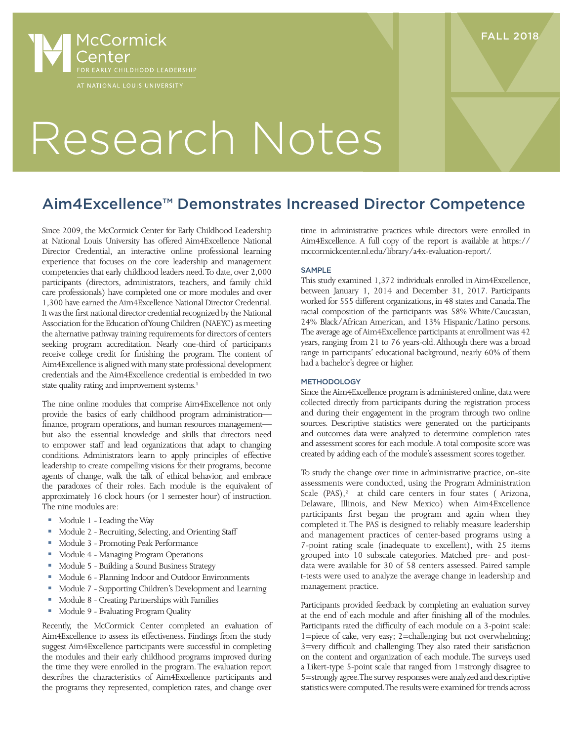McCormick Center FOR EARLY CHILDHOOD LEADERSHIP AT NATIONAL LOUIS UNIVERSITY

FALL 2018

# Research Notes

## Aim4Excellence™ Demonstrates Increased Director Competence

Since 2009, the McCormick Center for Early Childhood Leadership at National Louis University has offered Aim4Excellence National Director Credential, an interactive online professional learning experience that focuses on the core leadership and management competencies that early childhood leaders need. To date, over 2,000 participants (directors, administrators, teachers, and family child care professionals) have completed one or more modules and over 1,300 have earned the Aim4Excellence National Director Credential. It was the first national director credential recognized by the National Association for the Education of Young Children (NAEYC) as meeting the alternative pathway training requirements for directors of centers seeking program accreditation. Nearly one-third of participants receive college credit for finishing the program. The content of Aim4Excellence is aligned with many state professional development credentials and the Aim4Excellence credential is embedded in two state quality rating and improvement systems.[1]

The nine online modules that comprise Aim4Excellence not only provide the basics of early childhood program administration—finance, program operations, and human resources management—but also the essential knowledge and skills that directors need to empower staff and lead organizations that adapt to changing conditions. Administrators learn to apply principles of effective leadership to create compelling visions for their programs, become agents of change, walk the talk of ethical behavior, and embrace the paradoxes of their roles. Each module is the equivalent of approximately 16 clock hours (or 1 semester hour) of instruction. The nine modules are:

- Module 1 - Leading the Way
- Module 2 - Recruiting, Selecting, and Orienting Staff
- Module 3 - Promoting Peak Performance
- Module 4 - Managing Program Operations
- Module 5 - Building a Sound Business Strategy
- Module 6 - Planning Indoor and Outdoor Environments
- Module 7 - Supporting Children's Development and Learning
- Module 8 - Creating Partnerships with Families
- Module 9 - Evaluating Program Quality

Recently, the McCormick Center completed an evaluation of Aim4Excellence to assess its effectiveness. Findings from the study suggest Aim4Excellence participants were successful in completing the modules and their early childhood programs improved during the time they were enrolled in the program. The evaluation report describes the characteristics of Aim4Excellence participants and the programs they represented, completion rates, and change over time in administrative practices while directors were enrolled in Aim4Excellence. A full copy of the report is available at https://mccormickcenter.nl.edu/library/a4x-evaluation-report/.

### SAMPLE

This study examined 1,372 individuals enrolled in Aim4Excellence, between January 1, 2014 and December 31, 2017. Participants worked for 555 different organizations, in 48 states and Canada. The racial composition of the participants was 58% White/Caucasian, 24% Black/African American, and 13% Hispanic/Latino persons. The average age of Aim4Excellence participants at enrollment was 42 years, ranging from 21 to 76 years-old. Although there was a broad range in participants' educational background, nearly 60% of them had a bachelor's degree or higher.

### METHODOLOGY

Since the Aim4Excellence program is administered online, data were collected directly from participants during the registration process and during their engagement in the program through two online sources. Descriptive statistics were generated on the participants and outcomes data were analyzed to determine completion rates and assessment scores for each module. A total composite score was created by adding each of the module's assessment scores together.

To study the change over time in administrative practice, on-site assessments were conducted, using the Program Administration Scale (PAS),[2] at child care centers in four states ( Arizona, Delaware, Illinois, and New Mexico) when Aim4Excellence participants first began the program and again when they completed it. The PAS is designed to reliably measure leadership and management practices of center-based programs using a 7-point rating scale (inadequate to excellent), with 25 items grouped into 10 subscale categories. Matched pre- and post-data were available for 30 of 58 centers assessed. Paired sample t-tests were used to analyze the average change in leadership and management practice.

Participants provided feedback by completing an evaluation survey at the end of each module and after finishing all of the modules. Participants rated the difficulty of each module on a 3-point scale: 1=piece of cake, very easy; 2=challenging but not overwhelming; 3=very difficult and challenging. They also rated their satisfaction on the content and organization of each module. The surveys used a Likert-type 5-point scale that ranged from 1=strongly disagree to 5=strongly agree. The survey responses were analyzed and descriptive statistics were computed. The results were examined for trends across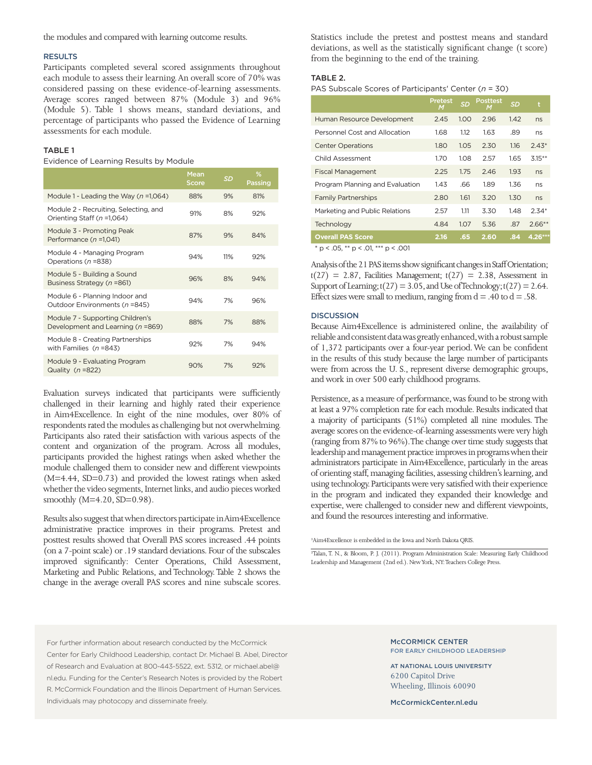the modules and compared with learning outcome results.

## RESULTS

Participants completed several scored assignments throughout each module to assess their learning. An overall score of 70% was considered passing on these evidence-of-learning assessments. Average scores ranged between 87% (Module 3) and 96% (Module 5). Table 1 shows means, standard deviations, and percentage of participants who passed the Evidence of Learning assessments for each module.

**TABLE 1**

Evidence of Learning Results by Module

| | Mean Score | *SD* | % Passing |
|---|---|---|---|
| Module 1 - Leading the Way (*n* =1,064) | 88% | 9% | 81% |
| Module 2 - Recruiting, Selecting, and Orienting Staff (*n* =1,064) | 91% | 8% | 92% |
| Module 3 - Promoting Peak Performance (*n* =1,041) | 87% | 9% | 84% |
| Module 4 - Managing Program Operations (*n* =838) | 94% | 11% | 92% |
| Module 5 - Building a Sound Business Strategy (*n* =861) | 96% | 8% | 94% |
| Module 6 - Planning Indoor and Outdoor Environments (*n* =845) | 94% | 7% | 96% |
| Module 7 - Supporting Children's Development and Learning (*n* =869) | 88% | 7% | 88% |
| Module 8 - Creating Partnerships with Families (*n* =843) | 92% | 7% | 94% |
| Module 9 - Evaluating Program Quality (*n* =822) | 90% | 7% | 92% |

Evaluation surveys indicated that participants were sufficiently challenged in their learning and highly rated their experience in Aim4Excellence. In eight of the nine modules, over 80% of respondents rated the modules as challenging but not overwhelming. Participants also rated their satisfaction with various aspects of the content and organization of the program. Across all modules, participants provided the highest ratings when asked whether the module challenged them to consider new and different viewpoints ($M=4.44$, $SD=0.73$) and provided the lowest ratings when asked whether the video segments, Internet links, and audio pieces worked smoothly ($M=4.20$, $SD=0.98$).

Results also suggest that when directors participate in Aim4Excellence administrative practice improves in their programs. Pretest and posttest results showed that Overall PAS scores increased .44 points (on a 7-point scale) or .19 standard deviations. Four of the subscales improved significantly: Center Operations, Child Assessment, Marketing and Public Relations, and Technology. Table 2 shows the change in the average overall PAS scores and nine subscale scores. Statistics include the pretest and posttest means and standard deviations, as well as the statistically significant change (t score) from the beginning to the end of the training.

**TABLE 2.**

PAS Subscale Scores of Participants' Center (*n* = 30)

| | Pretest *M* | *SD* | Posttest *M* | *SD* | t |
|---|---|---|---|---|---|
| Human Resource Development | 2.45 | 1.00 | 2.96 | 1.42 | ns |
| Personnel Cost and Allocation | 1.68 | 1.12 | 1.63 | .89 | ns |
| Center Operations | 1.80 | 1.05 | 2.30 | 1.16 | 2.43* |
| Child Assessment | 1.70 | 1.08 | 2.57 | 1.65 | 3.15** |
| Fiscal Management | 2.25 | 1.75 | 2.46 | 1.93 | ns |
| Program Planning and Evaluation | 1.43 | .66 | 1.89 | 1.36 | ns |
| Family Partnerships | 2.80 | 1.61 | 3.20 | 1.30 | ns |
| Marketing and Public Relations | 2.57 | 1.11 | 3.30 | 1.48 | 2.34* |
| Technology | 4.84 | 1.07 | 5.36 | .87 | 2.66** |
| **Overall PAS Score** | **2.16** | **.65** | **2.60** | **.84** | **4.26***** |

\* $p < .05$, ** $p < .01$, *** $p < .001$

Analysis of the 21 PAS items show significant changes in Staff Orientation; $t(27) = 2.87$, Facilities Management; $t(27) = 2.38$, Assessment in Support of Learning; $t(27) = 3.05$, and Use of Technology; $t(27) = 2.64$. Effect sizes were small to medium, ranging from $d = .40$ to $d = .58$.

## DISCUSSION

Because Aim4Excellence is administered online, the availability of reliable and consistent data was greatly enhanced, with a robust sample of 1,372 participants over a four-year period. We can be confident in the results of this study because the large number of participants were from across the U. S., represent diverse demographic groups, and work in over 500 early childhood programs.

Persistence, as a measure of performance, was found to be strong with at least a 97% completion rate for each module. Results indicated that a majority of participants (51%) completed all nine modules. The average scores on the evidence-of-learning assessments were very high (ranging from 87% to 96%). The change over time study suggests that leadership and management practice improves in programs when their administrators participate in Aim4Excellence, particularly in the areas of orienting staff, managing facilities, assessing children's learning, and using technology. Participants were very satisfied with their experience in the program and indicated they expanded their knowledge and expertise, were challenged to consider new and different viewpoints, and found the resources interesting and informative.

[1]Aim4Excellence is embedded in the Iowa and North Dakota QRIS.

[2]Talan, T. N., & Bloom, P. J. (2011). Program Administration Scale: Measuring Early Childhood Leadership and Management (2nd ed.). New York, NY: Teachers College Press.

For further information about research conducted by the McCormick Center for Early Childhood Leadership, contact Dr. Michael B. Abel, Director of Research and Evaluation at 800-443-5522, ext. 5312, or michael.abel@nl.edu. Funding for the Center's Research Notes is provided by the Robert R. McCormick Foundation and the Illinois Department of Human Services. Individuals may photocopy and disseminate freely.

**McCORMICK CENTER**
FOR EARLY CHILDHOOD LEADERSHIP

AT NATIONAL LOUIS UNIVERSITY
6200 Capitol Drive
Wheeling, Illinois 60090

McCormickCenter.nl.edu